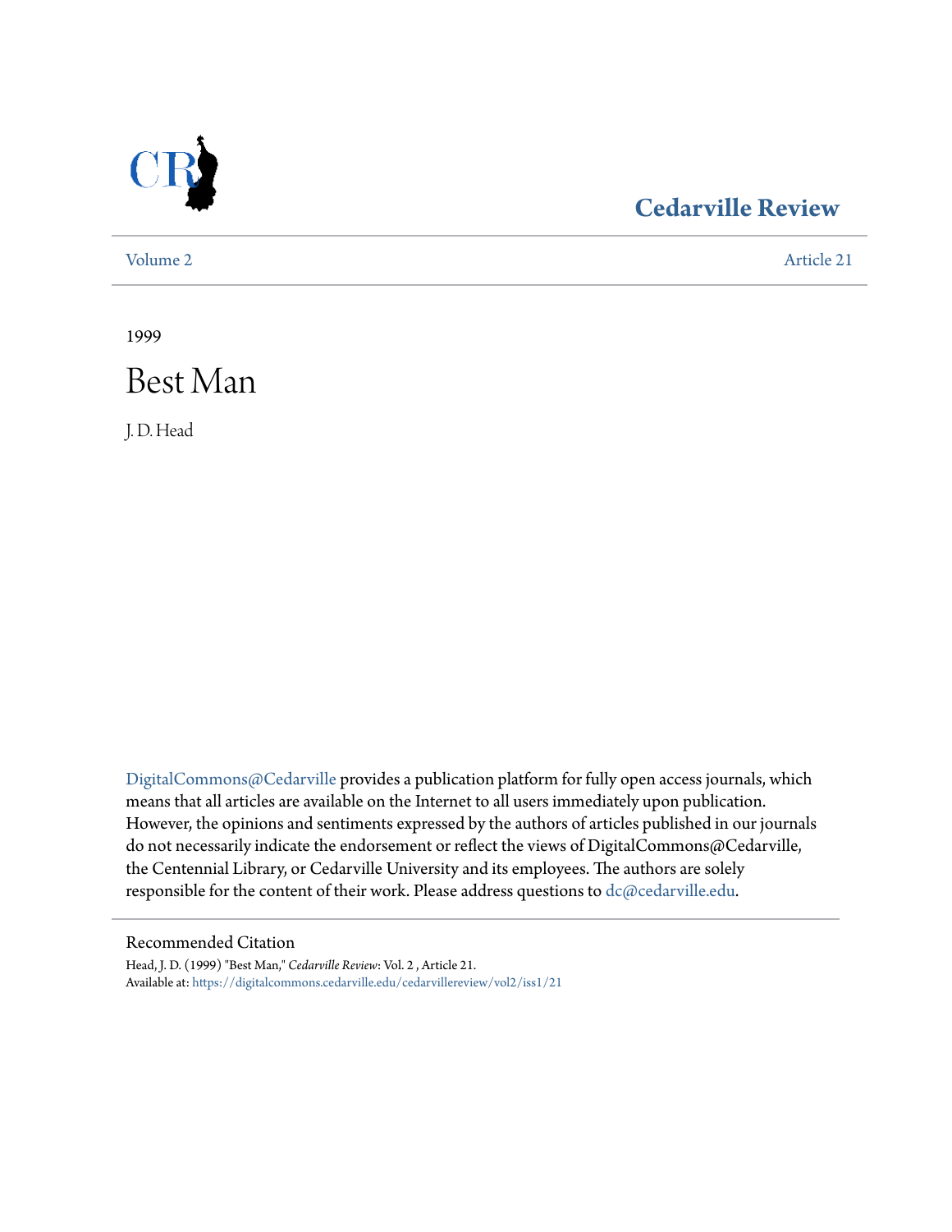Cedarville Review

Volume 2 Article 21

1999

# Best Man

J. D. Head

DigitalCommons@Cedarville provides a publication platform for fully open access journals, which means that all articles are available on the Internet to all users immediately upon publication. However, the opinions and sentiments expressed by the authors of articles published in our journals do not necessarily indicate the endorsement or reflect the views of DigitalCommons@Cedarville, the Centennial Library, or Cedarville University and its employees. The authors are solely responsible for the content of their work. Please address questions to dc@cedarville.edu.

## Recommended Citation

Head, J. D. (1999) "Best Man," *Cedarville Review*: Vol. 2 , Article 21.
Available at: https://digitalcommons.cedarville.edu/cedarvillereview/vol2/iss1/21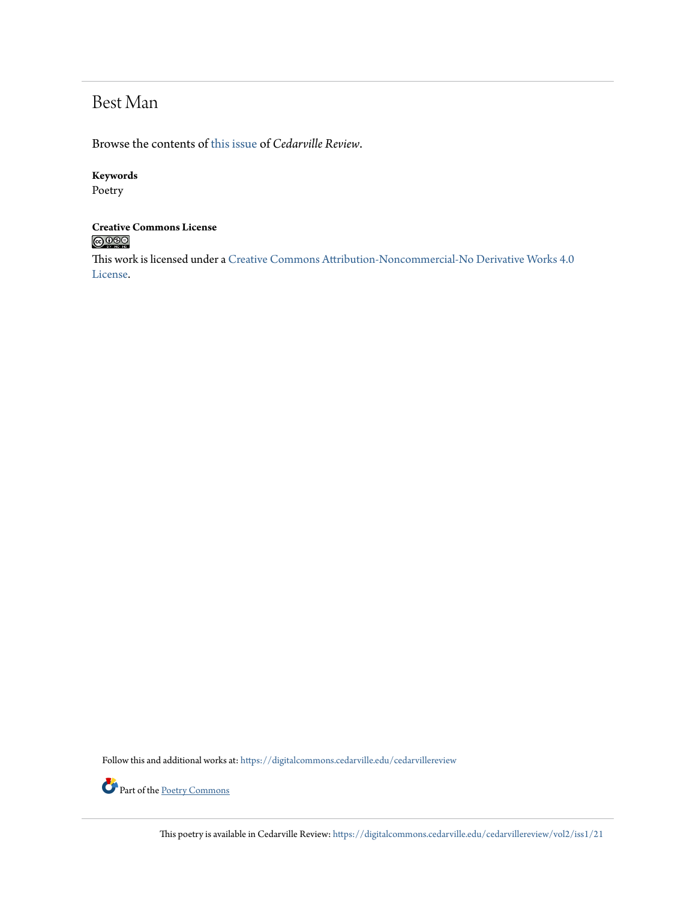# Best Man

Browse the contents of this issue of *Cedarville Review*.

**Keywords**
Poetry

**Creative Commons License**

This work is licensed under a Creative Commons Attribution-Noncommercial-No Derivative Works 4.0 License.

Follow this and additional works at: https://digitalcommons.cedarville.edu/cedarvillereview

Part of the Poetry Commons

This poetry is available in Cedarville Review: https://digitalcommons.cedarville.edu/cedarvillereview/vol2/iss1/21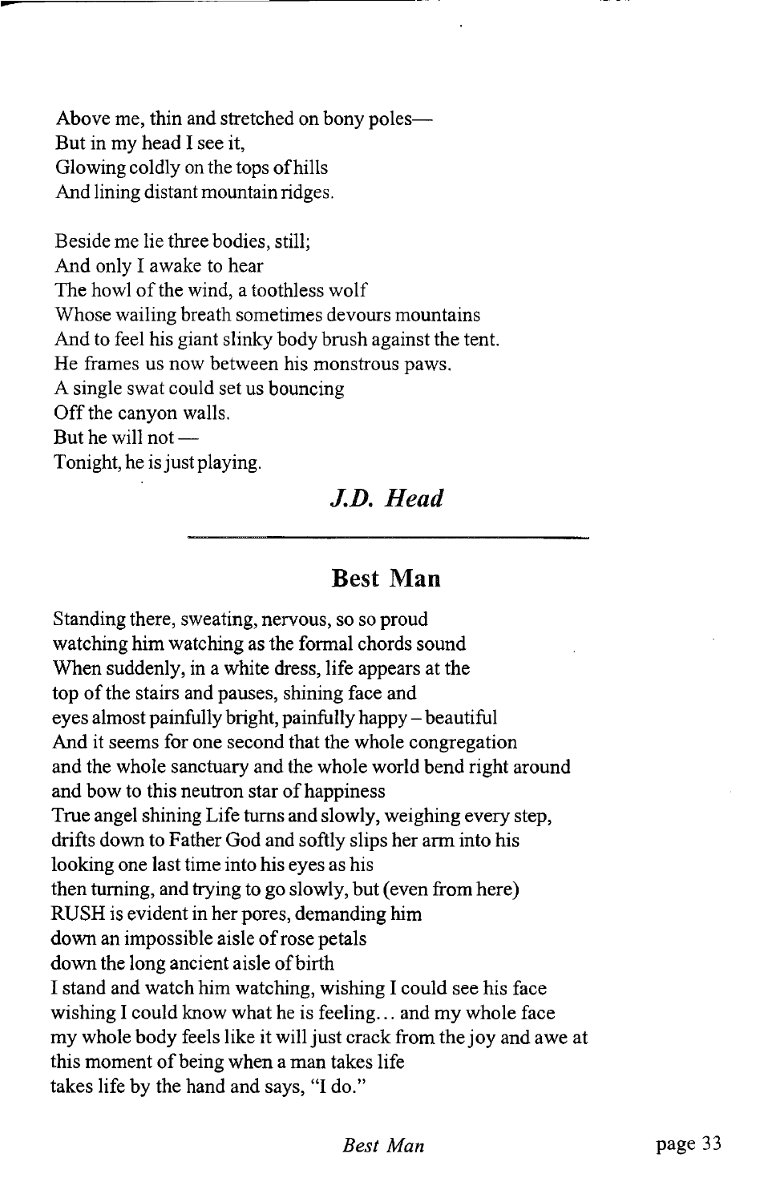Above me, thin and stretched on bony poles—
But in my head I see it,
Glowing coldly on the tops of hills
And lining distant mountain ridges.

Beside me lie three bodies, still;
And only I awake to hear
The howl of the wind, a toothless wolf
Whose wailing breath sometimes devours mountains
And to feel his giant slinky body brush against the tent.
He frames us now between his monstrous paws.
A single swat could set us bouncing
Off the canyon walls.
But he will not —
Tonight, he is just playing.

***J.D. Head***

---

## Best Man

Standing there, sweating, nervous, so so proud
watching him watching as the formal chords sound
When suddenly, in a white dress, life appears at the
top of the stairs and pauses, shining face and
eyes almost painfully bright, painfully happy – beautiful
And it seems for one second that the whole congregation
and the whole sanctuary and the whole world bend right around
and bow to this neutron star of happiness
True angel shining Life turns and slowly, weighing every step,
drifts down to Father God and softly slips her arm into his
looking one last time into his eyes as his
then turning, and trying to go slowly, but (even from here)
RUSH is evident in her pores, demanding him
down an impossible aisle of rose petals
down the long ancient aisle of birth
I stand and watch him watching, wishing I could see his face
wishing I could know what he is feeling… and my whole face
my whole body feels like it will just crack from the joy and awe at
this moment of being when a man takes life
takes life by the hand and says, "I do."